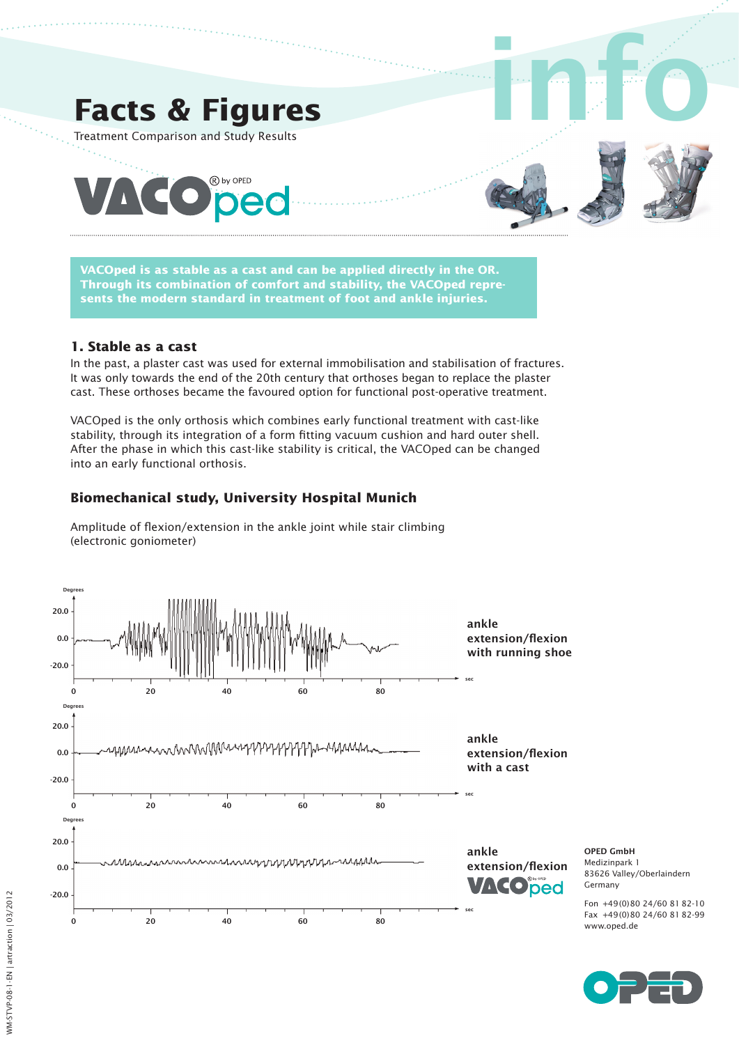# Facts & Figures

Treatment Comparison and Study Results

VACOped® by OPED

info

**VACOped is as stable as a cast and can be applied directly in the OR. Through its combination of comfort and stability, the VACOped represents the modern standard in treatment of foot and ankle injuries.**

## 1. Stable as a cast

In the past, a plaster cast was used for external immobilisation and stabilisation of fractures. It was only towards the end of the 20th century that orthoses began to replace the plaster cast. These orthoses became the favoured option for functional post-operative treatment.

VACOped is the only orthosis which combines early functional treatment with cast-like stability, through its integration of a form fitting vacuum cushion and hard outer shell. After the phase in which this cast-like stability is critical, the VACOped can be changed into an early functional orthosis.

### Biomechanical study, University Hospital Munich

Amplitude of flexion/extension in the ankle joint while stair climbing (electronic goniometer)

ankle extension/flexion with running shoe

ankle extension/flexion with a cast

ankle extension/flexion VACOped

**OPED GmbH**
Medizinpark 1
83626 Valley/Oberlaindern
Germany

Fon +49(0)80 24/60 81 82-10
Fax +49(0)80 24/60 81 82-99
www.oped.de

WM-STVP-08-1-EN | artraction | 03/2012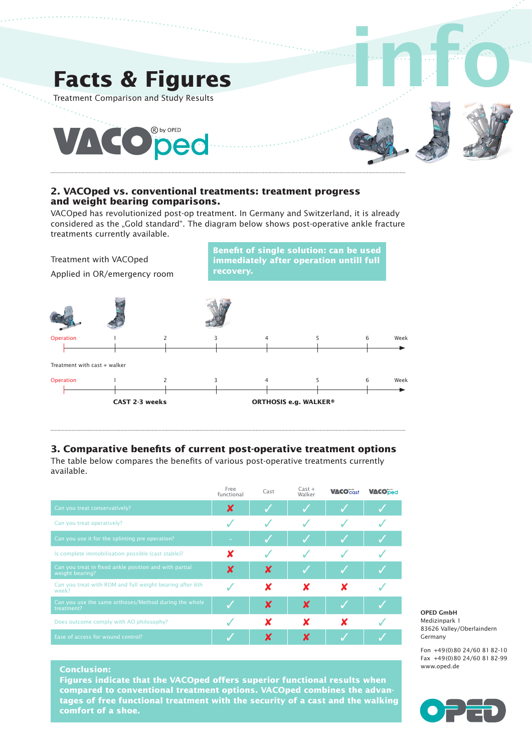# Facts & Figures

Treatment Comparison and Study Results

VACOped® by OPED

info

## 2. VACOped vs. conventional treatments: treatment progress and weight bearing comparisons.

VACOped has revolutionized post-op treatment. In Germany and Switzerland, it is already considered as the „Gold standard". The diagram below shows post-operative ankle fracture treatments currently available.

Treatment with VACOped

Applied in OR/emergency room

**Benefit of single solution: can be used immediately after operation untill full recovery.**

Operation | 1 | 2 | 3 | 4 | 5 | 6 | Week

Treatment with cast + walker

Operation | 1 | 2 | 3 | 4 | 5 | 6 | Week

**CAST 2-3 weeks** | **ORTHOSIS e.g. WALKER®**

## 3. Comparative benefits of current post-operative treatment options

The table below compares the benefits of various post-operative treatments currently available.

| | Free functional | Cast | Cast + Walker | VACOcast | VACOped |
|---|---|---|---|---|---|
| Can you treat conservatively? | ✘ | ✓ | ✓ | ✓ | ✓ |
| Can you treat operatively? | ✓ | ✓ | ✓ | ✓ | ✓ |
| Can you use it for the splinting pre operation? | - | ✓ | ✓ | ✓ | ✓ |
| Is complete immobilisation possible (cast stable)? | ✘ | ✓ | ✓ | ✓ | ✓ |
| Can you treat in fixed ankle position and with partial weight bearing? | ✘ | ✘ | ✓ | ✓ | ✓ |
| Can you treat with ROM and full weight bearing after 6th week? | ✓ | ✘ | ✘ | ✘ | ✓ |
| Can you use the same orthoses/Method during the whole treatment? | ✓ | ✘ | ✘ | ✓ | ✓ |
| Does outcome comply with AO philosophy? | ✓ | ✘ | ✘ | ✘ | ✓ |
| Ease of access for wound control? | ✓ | ✘ | ✘ | ✓ | ✓ |

**Conclusion:**
**Figures indicate that the VACOped offers superior functional results when compared to conventional treatment options. VACOped combines the advantages of free functional treatment with the security of a cast and the walking comfort of a shoe.**

**OPED GmbH**
Medizinpark 1
83626 Valley/Oberlaindern
Germany

Fon +49(0)80 24/60 81 82-10
Fax +49(0)80 24/60 81 82-99
www.oped.de

OPED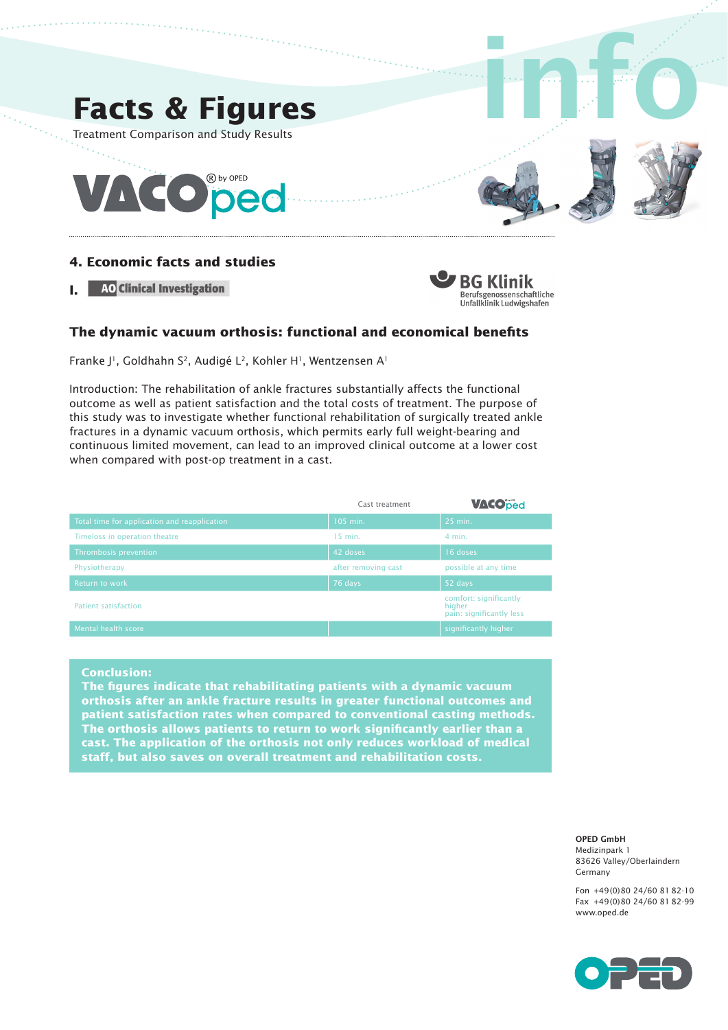# Facts & Figures

Treatment Comparison and Study Results

VACOped ® by OPED

info

## 4. Economic facts and studies

**I.** AO Clinical Investigation

BG Klinik
Berufsgenossenschaftliche Unfallklinik Ludwigshafen

### The dynamic vacuum orthosis: functional and economical benefits

Franke J[1], Goldhahn S[2], Audigé L[2], Kohler H[1], Wentzensen A[1]

Introduction: The rehabilitation of ankle fractures substantially affects the functional outcome as well as patient satisfaction and the total costs of treatment. The purpose of this study was to investigate whether functional rehabilitation of surgically treated ankle fractures in a dynamic vacuum orthosis, which permits early full weight-bearing and continuous limited movement, can lead to an improved clinical outcome at a lower cost when compared with post-op treatment in a cast.

| | Cast treatment | VACOped |
|---|---|---|
| Total time for application and reapplication | 105 min. | 25 min. |
| Timeloss in operation theatre | 15 min. | 4 min. |
| Thrombosis prevention | 42 doses | 16 doses |
| Physiotherapy | after removing cast | possible at any time |
| Return to work | 76 days | 52 days |
| Patient satisfaction | | comfort: significantly higher<br>pain: significantly less |
| Mental health score | | significantly higher |

**Conclusion:**
**The figures indicate that rehabilitating patients with a dynamic vacuum orthosis after an ankle fracture results in greater functional outcomes and patient satisfaction rates when compared to conventional casting methods. The orthosis allows patients to return to work significantly earlier than a cast. The application of the orthosis not only reduces workload of medical staff, but also saves on overall treatment and rehabilitation costs.**

**OPED GmbH**
Medizinpark 1
83626 Valley/Oberlaindern
Germany

Fon +49(0)80 24/60 81 82-10
Fax +49(0)80 24/60 81 82-99
www.oped.de

OPED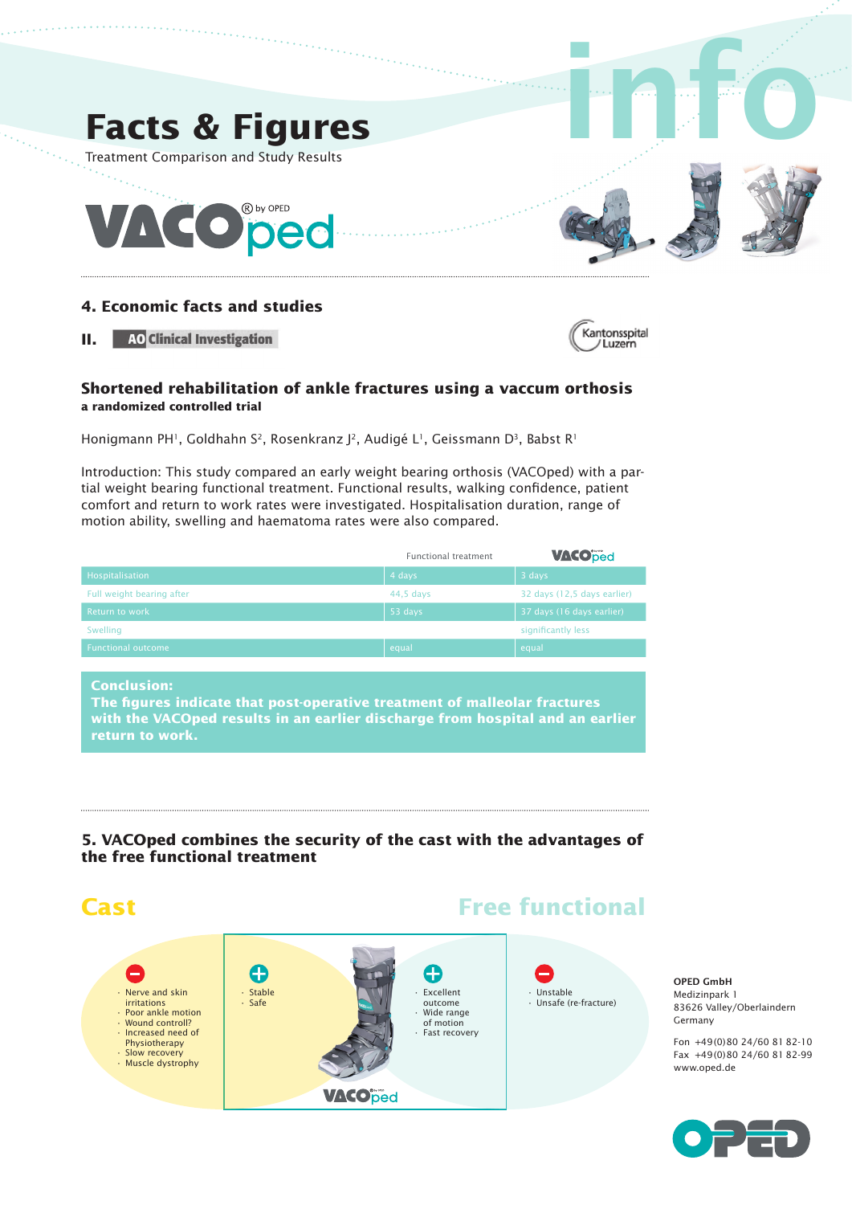# Facts & Figures

Treatment Comparison and Study Results

VACOped ® by OPED

info

## 4. Economic facts and studies

**II.** AO Clinical Investigation

Kantonsspital Luzern

### Shortened rehabilitation of ankle fractures using a vaccum orthosis

**a randomized controlled trial**

Honigmann PH[1], Goldhahn S[2], Rosenkranz J[2], Audigé L[1], Geissmann D[3], Babst R[1]

Introduction: This study compared an early weight bearing orthosis (VACOped) with a partial weight bearing functional treatment. Functional results, walking confidence, patient comfort and return to work rates were investigated. Hospitalisation duration, range of motion ability, swelling and haematoma rates were also compared.

| | Functional treatment | VACOped |
|---|---|---|
| Hospitalisation | 4 days | 3 days |
| Full weight bearing after | 44,5 days | 32 days (12,5 days earlier) |
| Return to work | 53 days | 37 days (16 days earlier) |
| Swelling | | significantly less |
| Functional outcome | equal | equal |

**Conclusion:**
**The figures indicate that post-operative treatment of malleolar fractures with the VACOped results in an earlier discharge from hospital and an earlier return to work.**

## 5. VACOped combines the security of the cast with the advantages of the free functional treatment

**Cast**

−
- Nerve and skin irritations
- Poor ankle motion
- Wound controll?
- Increased need of Physiotherapy
- Slow recovery
- Muscle dystrophy

+
- Stable
- Safe

VACOped

**Free functional**

+
- Excellent outcome
- Wide range of motion
- Fast recovery

−
- Unstable
- Unsafe (re-fracture)

OPED GmbH
Medizinpark 1
83626 Valley/Oberlaindern
Germany

Fon +49(0)80 24/60 81 82-10
Fax +49(0)80 24/60 81 82-99
www.oped.de

OPED